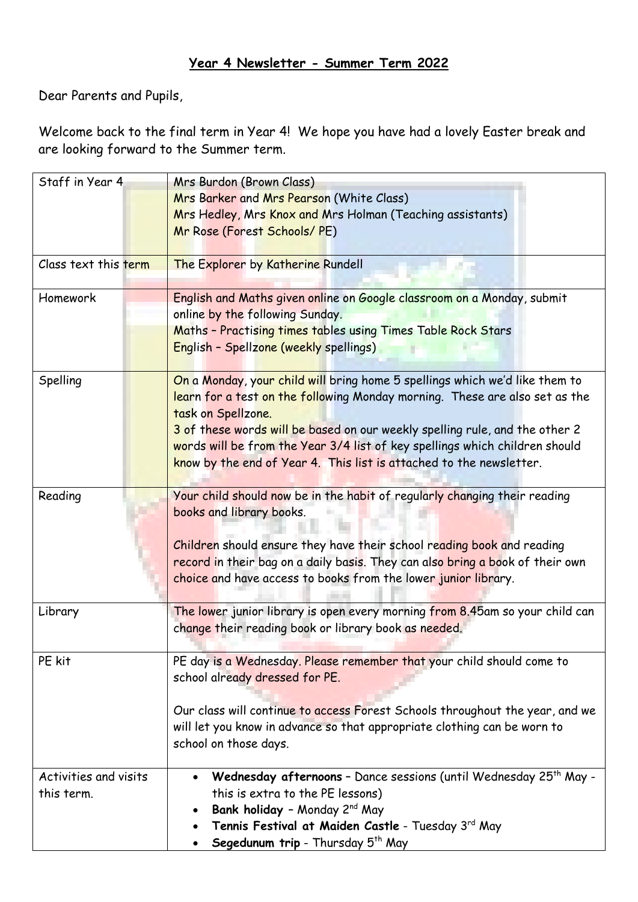# **Year 4 Newsletter - Summer Term 2022**

Dear Parents and Pupils,

Welcome back to the final term in Year 4! We hope you have had a lovely Easter break and are looking forward to the Summer term.

| | |
|---|---|
| Staff in Year 4 | Mrs Burdon (Brown Class)<br>Mrs Barker and Mrs Pearson (White Class)<br>Mrs Hedley, Mrs Knox and Mrs Holman (Teaching assistants)<br>Mr Rose (Forest Schools/ PE) |
| Class text this term | The Explorer by Katherine Rundell |
| Homework | English and Maths given online on Google classroom on a Monday, submit online by the following Sunday.<br>Maths – Practising times tables using Times Table Rock Stars<br>English – Spellzone (weekly spellings) |
| Spelling | On a Monday, your child will bring home 5 spellings which we'd like them to learn for a test on the following Monday morning. These are also set as the task on Spellzone.<br>3 of these words will be based on our weekly spelling rule, and the other 2 words will be from the Year 3/4 list of key spellings which children should know by the end of Year 4. This list is attached to the newsletter. |
| Reading | Your child should now be in the habit of regularly changing their reading books and library books.<br><br>Children should ensure they have their school reading book and reading record in their bag on a daily basis. They can also bring a book of their own choice and have access to books from the lower junior library. |
| Library | The lower junior library is open every morning from 8.45am so your child can change their reading book or library book as needed. |
| PE kit | PE day is a Wednesday. Please remember that your child should come to school already dressed for PE.<br><br>Our class will continue to access Forest Schools throughout the year, and we will let you know in advance so that appropriate clothing can be worn to school on those days. |
| Activities and visits this term. | • **Wednesday afternoons** – Dance sessions (until Wednesday 25th May - this is extra to the PE lessons)<br>• **Bank holiday** – Monday 2nd May<br>• **Tennis Festival at Maiden Castle** - Tuesday 3rd May<br>• **Segedunum trip** - Thursday 5th May |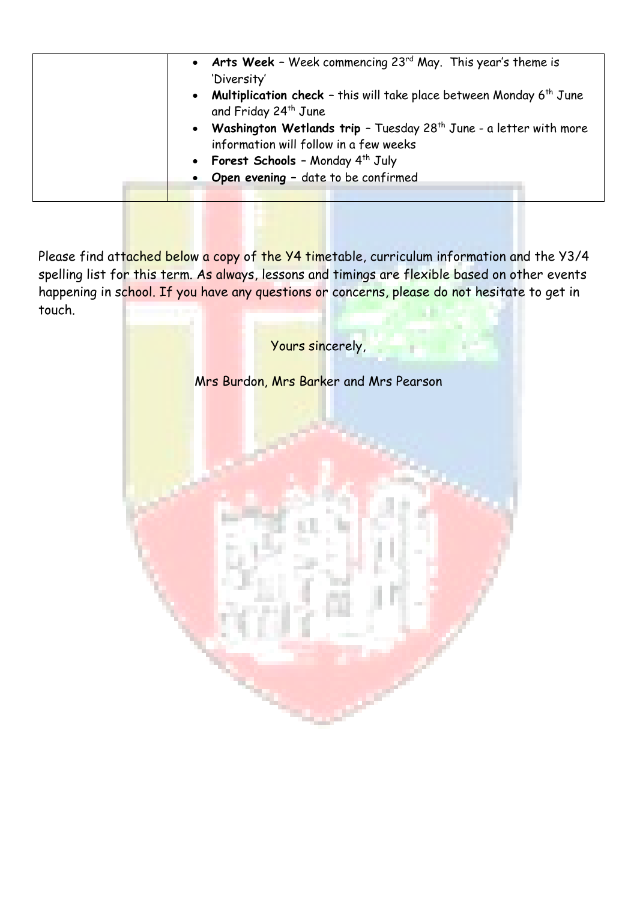| | • **Arts Week –** Week commencing 23rd May. This year's theme is 'Diversity'<br>• **Multiplication check** – this will take place between Monday 6th June and Friday 24th June<br>• **Washington Wetlands trip** – Tuesday 28th June - a letter with more information will follow in a few weeks<br>• **Forest Schools** – Monday 4th July<br>• **Open evening –** date to be confirmed |
|---|---|

Please find attached below a copy of the Y4 timetable, curriculum information and the Y3/4 spelling list for this term. As always, lessons and timings are flexible based on other events happening in school. If you have any questions or concerns, please do not hesitate to get in touch.

Yours sincerely,

Mrs Burdon, Mrs Barker and Mrs Pearson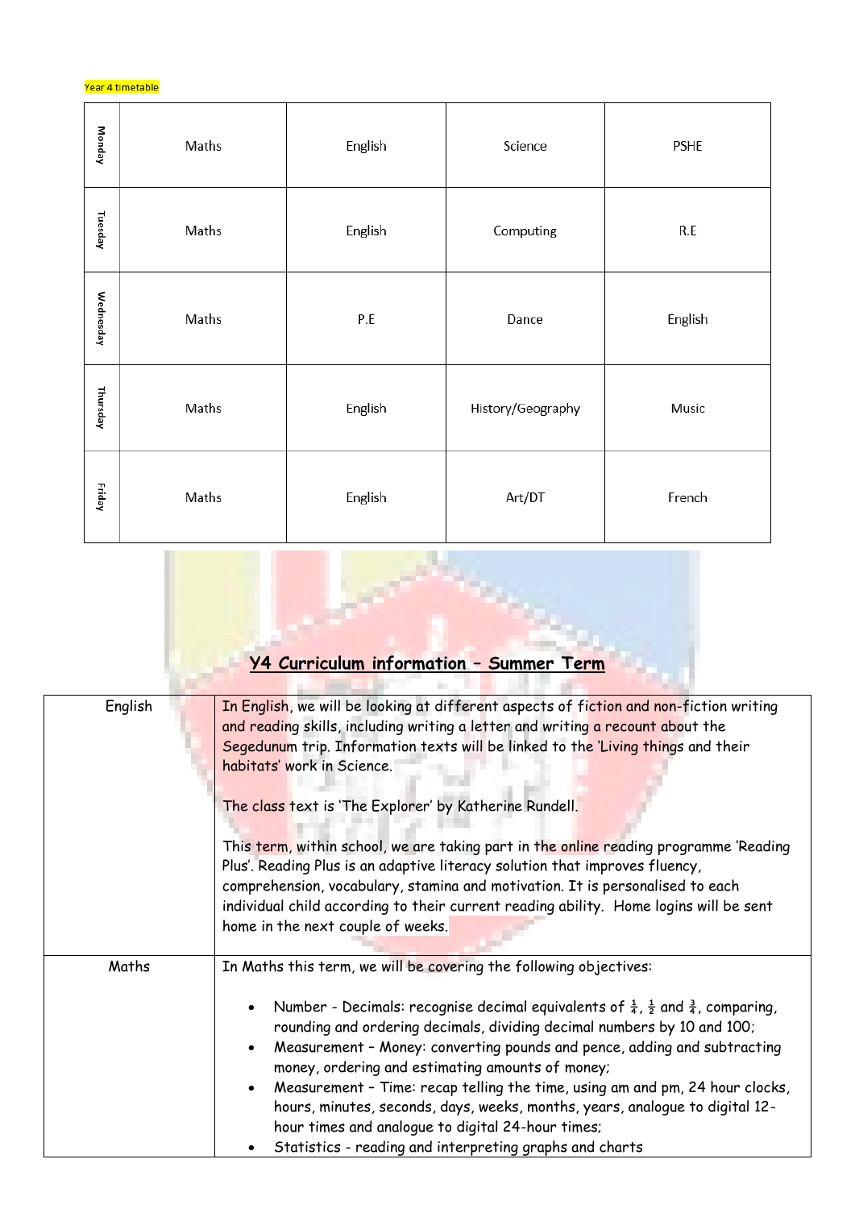Year 4 timetable

| | | | | |
|---|---|---|---|---|
| Monday | Maths | English | Science | PSHE |
| Tuesday | Maths | English | Computing | R.E |
| Wednesday | Maths | P.E | Dance | English |
| Thursday | Maths | English | History/Geography | Music |
| Friday | Maths | English | Art/DT | French |

## Y4 Curriculum information – Summer Term

| | |
|---|---|
| English | In English, we will be looking at different aspects of fiction and non-fiction writing and reading skills, including writing a letter and writing a recount about the Segedunum trip. Information texts will be linked to the 'Living things and their habitats' work in Science.<br><br>The class text is 'The Explorer' by Katherine Rundell.<br><br>This term, within school, we are taking part in the online reading programme 'Reading Plus'. Reading Plus is an adaptive literacy solution that improves fluency, comprehension, vocabulary, stamina and motivation. It is personalised to each individual child according to their current reading ability. Home logins will be sent home in the next couple of weeks. |
| Maths | In Maths this term, we will be covering the following objectives:<br><br>• Number - Decimals: recognise decimal equivalents of $\frac{1}{4}$, $\frac{1}{2}$ and $\frac{3}{4}$, comparing, rounding and ordering decimals, dividing decimal numbers by 10 and 100;<br>• Measurement – Money: converting pounds and pence, adding and subtracting money, ordering and estimating amounts of money;<br>• Measurement – Time: recap telling the time, using am and pm, 24 hour clocks, hours, minutes, seconds, days, weeks, months, years, analogue to digital 12-hour times and analogue to digital 24-hour times;<br>• Statistics - reading and interpreting graphs and charts |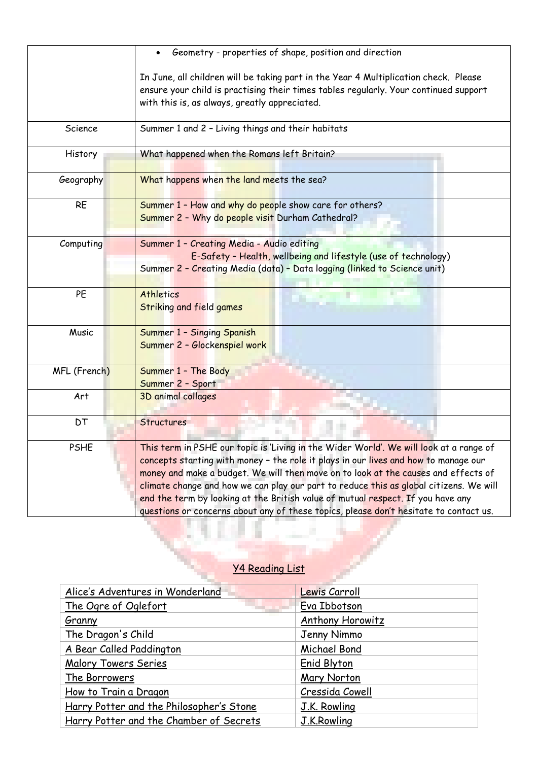| | |
|---|---|
| | • Geometry - properties of shape, position and direction<br><br>In June, all children will be taking part in the Year 4 Multiplication check. Please ensure your child is practising their times tables regularly. Your continued support with this is, as always, greatly appreciated. |
| Science | Summer 1 and 2 – Living things and their habitats |
| History | What happened when the Romans left Britain? |
| Geography | What happens when the land meets the sea? |
| RE | Summer 1 – How and why do people show care for others?<br>Summer 2 – Why do people visit Durham Cathedral? |
| Computing | Summer 1 – Creating Media - Audio editing<br>E-Safety – Health, wellbeing and lifestyle (use of technology)<br>Summer 2 – Creating Media (data) – Data logging (linked to Science unit) |
| PE | Athletics<br>Striking and field games |
| Music | Summer 1 – Singing Spanish<br>Summer 2 – Glockenspiel work |
| MFL (French) | Summer 1 – The Body<br>Summer 2 – Sport |
| Art | 3D animal collages |
| DT | Structures |
| PSHE | This term in PSHE our topic is 'Living in the Wider World'. We will look at a range of concepts starting with money – the role it plays in our lives and how to manage our money and make a budget. We will then move on to look at the causes and effects of climate change and how we can play our part to reduce this as global citizens. We will end the term by looking at the British value of mutual respect. If you have any questions or concerns about any of these topics, please don't hesitate to contact us. |

## Y4 Reading List

| | |
|---|---|
| Alice's Adventures in Wonderland | Lewis Carroll |
| The Ogre of Oglefort | Eva Ibbotson |
| Granny | Anthony Horowitz |
| The Dragon's Child | Jenny Nimmo |
| A Bear Called Paddington | Michael Bond |
| Malory Towers Series | Enid Blyton |
| The Borrowers | Mary Norton |
| How to Train a Dragon | Cressida Cowell |
| Harry Potter and the Philosopher's Stone | J.K. Rowling |
| Harry Potter and the Chamber of Secrets | J.K.Rowling |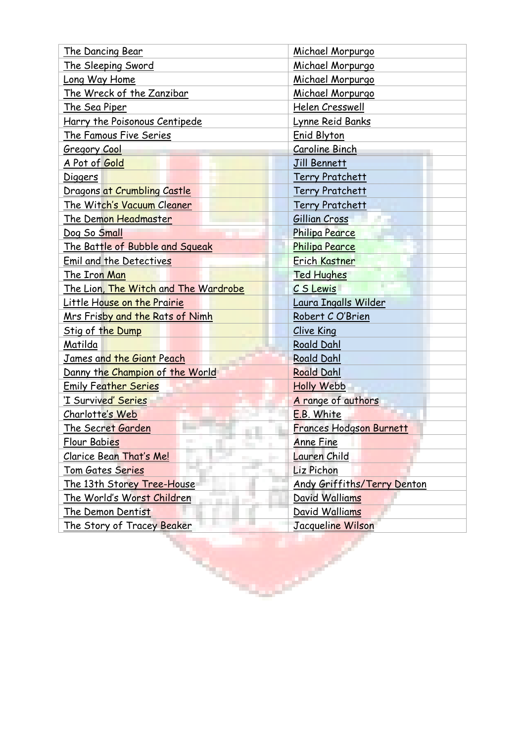| The Dancing Bear | Michael Morpurgo |
|---|---|
| The Sleeping Sword | Michael Morpurgo |
| Long Way Home | Michael Morpurgo |
| The Wreck of the Zanzibar | Michael Morpurgo |
| The Sea Piper | Helen Cresswell |
| Harry the Poisonous Centipede | Lynne Reid Banks |
| The Famous Five Series | Enid Blyton |
| Gregory Cool | Caroline Binch |
| A Pot of Gold | Jill Bennett |
| Diggers | Terry Pratchett |
| Dragons at Crumbling Castle | Terry Pratchett |
| The Witch's Vacuum Cleaner | Terry Pratchett |
| The Demon Headmaster | Gillian Cross |
| Dog So Small | Philipa Pearce |
| The Battle of Bubble and Squeak | Philipa Pearce |
| Emil and the Detectives | Erich Kastner |
| The Iron Man | Ted Hughes |
| The Lion, The Witch and The Wardrobe | C S Lewis |
| Little House on the Prairie | Laura Ingalls Wilder |
| Mrs Frisby and the Rats of Nimh | Robert C O'Brien |
| Stig of the Dump | Clive King |
| Matilda | Roald Dahl |
| James and the Giant Peach | Roald Dahl |
| Danny the Champion of the World | Roald Dahl |
| Emily Feather Series | Holly Webb |
| 'I Survived' Series | A range of authors |
| Charlotte's Web | E.B. White |
| The Secret Garden | Frances Hodgson Burnett |
| Flour Babies | Anne Fine |
| Clarice Bean That's Me! | Lauren Child |
| Tom Gates Series | Liz Pichon |
| The 13th Storey Tree-House | Andy Griffiths/Terry Denton |
| The World's Worst Children | David Walliams |
| The Demon Dentist | David Walliams |
| The Story of Tracey Beaker | Jacqueline Wilson |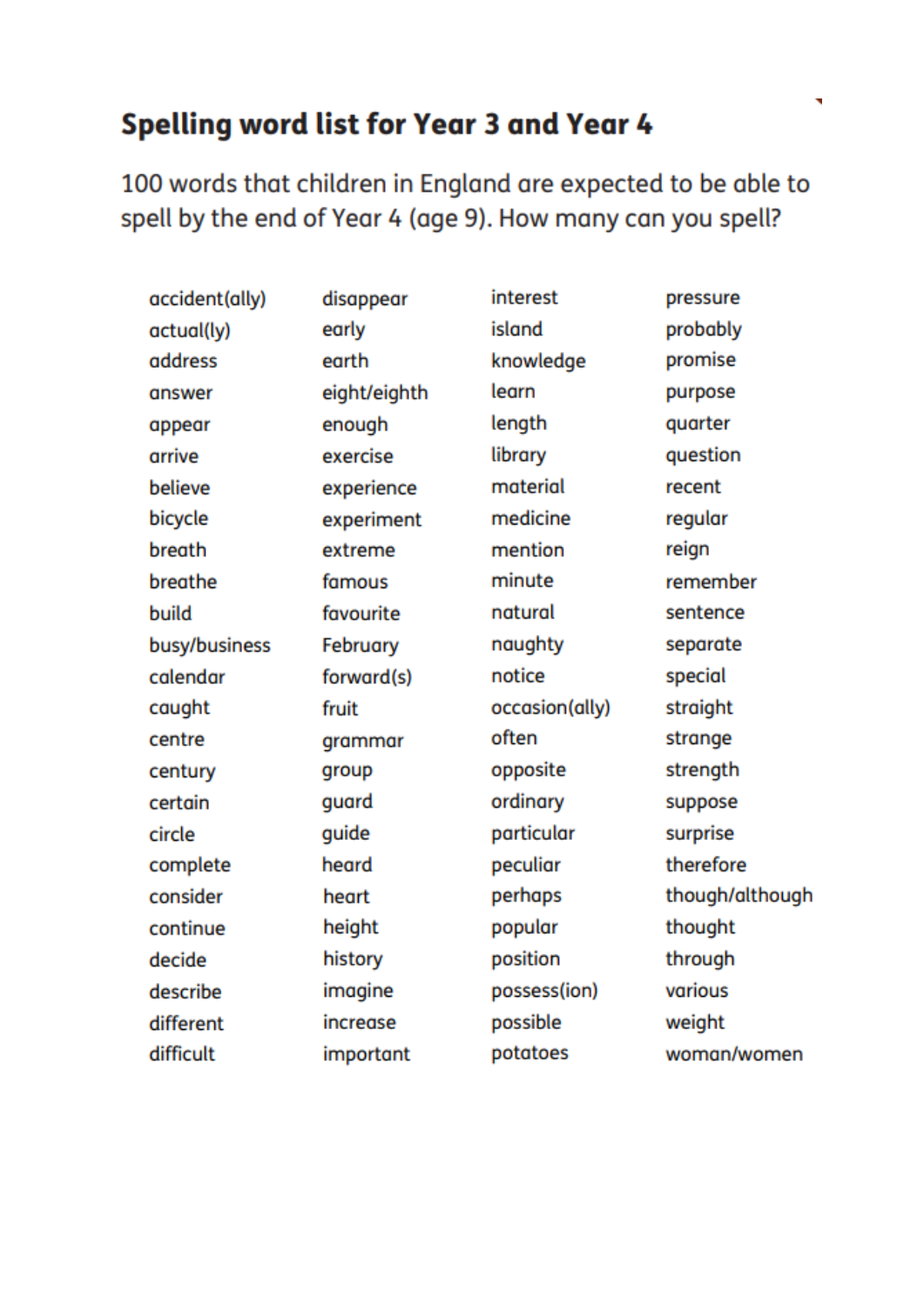## Spelling word list for Year 3 and Year 4

100 words that children in England are expected to be able to spell by the end of Year 4 (age 9). How many can you spell?

| | | | |
|---|---|---|---|
| accident(ally) | disappear | interest | pressure |
| actual(ly) | early | island | probably |
| address | earth | knowledge | promise |
| answer | eight/eighth | learn | purpose |
| appear | enough | length | quarter |
| arrive | exercise | library | question |
| believe | experience | material | recent |
| bicycle | experiment | medicine | regular |
| breath | extreme | mention | reign |
| breathe | famous | minute | remember |
| build | favourite | natural | sentence |
| busy/business | February | naughty | separate |
| calendar | forward(s) | notice | special |
| caught | fruit | occasion(ally) | straight |
| centre | grammar | often | strange |
| century | group | opposite | strength |
| certain | guard | ordinary | suppose |
| circle | guide | particular | surprise |
| complete | heard | peculiar | therefore |
| consider | heart | perhaps | though/although |
| continue | height | popular | thought |
| decide | history | position | through |
| describe | imagine | possess(ion) | various |
| different | increase | possible | weight |
| difficult | important | potatoes | woman/women |